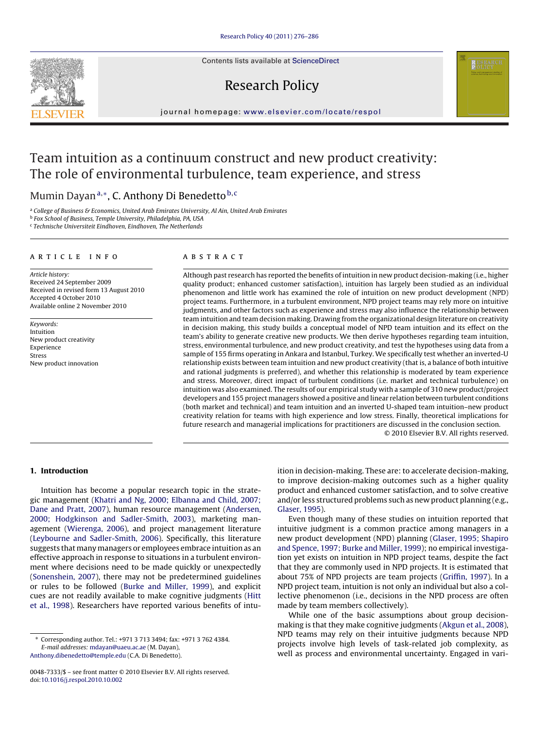# Team intuition as a continuum construct and new product creativity: The role of environmental turbulence, team experience, and stress

Mumin Dayan[a,*], C. Anthony Di Benedetto[b,c]

[a] College of Business & Economics, United Arab Emirates University, Al Ain, United Arab Emirates
[b] Fox School of Business, Temple University, Philadelphia, PA, USA
[c] Technische Universiteit Eindhoven, Eindhoven, The Netherlands

## ARTICLE INFO

*Article history:*
Received 24 September 2009
Received in revised form 13 August 2010
Accepted 4 October 2010
Available online 2 November 2010

*Keywords:*
Intuition
New product creativity
Experience
Stress
New product innovation

## ABSTRACT

Although past research has reported the benefits of intuition in new product decision-making (i.e., higher quality product; enhanced customer satisfaction), intuition has largely been studied as an individual phenomenon and little work has examined the role of intuition on new product development (NPD) project teams. Furthermore, in a turbulent environment, NPD project teams may rely more on intuitive judgments, and other factors such as experience and stress may also influence the relationship between team intuition and team decision making. Drawing from the organizational design literature on creativity in decision making, this study builds a conceptual model of NPD team intuition and its effect on the team's ability to generate creative new products. We then derive hypotheses regarding team intuition, stress, environmental turbulence, and new product creativity, and test the hypotheses using data from a sample of 155 firms operating in Ankara and Istanbul, Turkey. We specifically test whether an inverted-U relationship exists between team intuition and new product creativity (that is, a balance of both intuitive and rational judgments is preferred), and whether this relationship is moderated by team experience and stress. Moreover, direct impact of turbulent conditions (i.e. market and technical turbulence) on intuition was also examined. The results of our empirical study with a sample of 310 new product/project developers and 155 project managers showed a positive and linear relation between turbulent conditions (both market and technical) and team intuition and an inverted U-shaped team intuition–new product creativity relation for teams with high experience and low stress. Finally, theoretical implications for future research and managerial implications for practitioners are discussed in the conclusion section.

© 2010 Elsevier B.V. All rights reserved.

## 1. Introduction

Intuition has become a popular research topic in the strategic management (Khatri and Ng, 2000; Elbanna and Child, 2007; Dane and Pratt, 2007), human resource management (Andersen, 2000; Hodgkinson and Sadler-Smith, 2003), marketing management (Wierenga, 2006), and project management literature (Leybourne and Sadler-Smith, 2006). Specifically, this literature suggests that many managers or employees embrace intuition as an effective approach in response to situations in a turbulent environment where decisions need to be made quickly or unexpectedly (Sonenshein, 2007), there may not be predetermined guidelines or rules to be followed (Burke and Miller, 1999), and explicit cues are not readily available to make cognitive judgments (Hitt et al., 1998). Researchers have reported various benefits of intuition in decision-making. These are: to accelerate decision-making, to improve decision-making outcomes such as a higher quality product and enhanced customer satisfaction, and to solve creative and/or less structured problems such as new product planning (e.g., Glaser, 1995).

Even though many of these studies on intuition reported that intuitive judgment is a common practice among managers in a new product development (NPD) planning (Glaser, 1995; Shapiro and Spence, 1997; Burke and Miller, 1999); no empirical investigation yet exists on intuition in NPD project teams, despite the fact that they are commonly used in NPD projects. It is estimated that about 75% of NPD projects are team projects (Griffin, 1997). In a NPD project team, intuition is not only an individual but also a collective phenomenon (i.e., decisions in the NPD process are often made by team members collectively).

While one of the basic assumptions about group decision-making is that they make cognitive judgments (Akgun et al., 2008), NPD teams may rely on their intuitive judgments because NPD projects involve high levels of task-related job complexity, as well as process and environmental uncertainty. Engaged in vari-

\* Corresponding author. Tel.: +971 3 713 3494; fax: +971 3 762 4384.
*E-mail addresses:* mdayan@uaeu.ac.ae (M. Dayan), Anthony.dibenedetto@temple.edu (C.A. Di Benedetto).

0048-7333/$ – see front matter © 2010 Elsevier B.V. All rights reserved.
doi:10.1016/j.respol.2010.10.002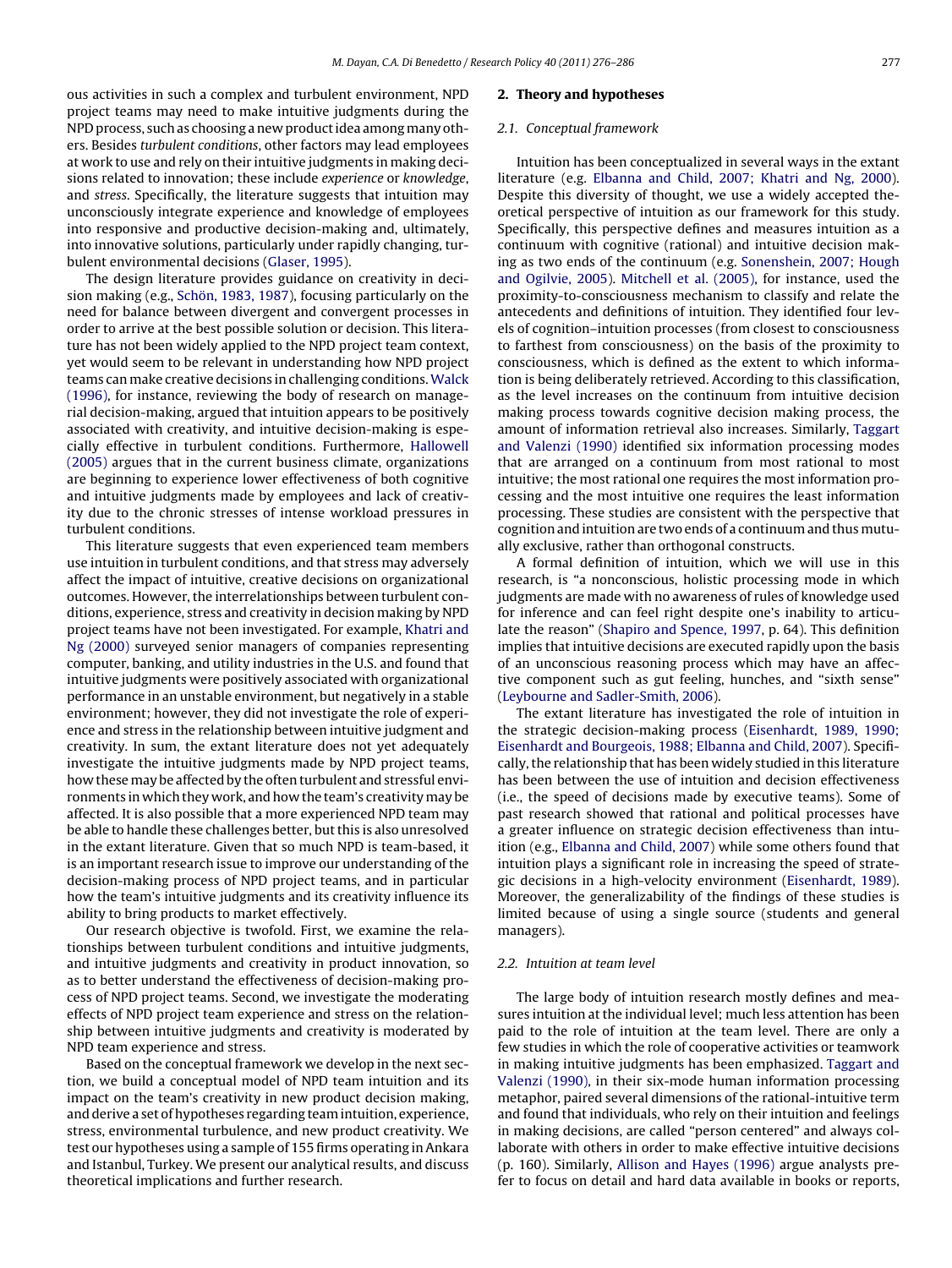ous activities in such a complex and turbulent environment, NPD project teams may need to make intuitive judgments during the NPD process, such as choosing a new product idea among many others. Besides *turbulent conditions*, other factors may lead employees at work to use and rely on their intuitive judgments in making decisions related to innovation; these include *experience* or *knowledge*, and *stress*. Specifically, the literature suggests that intuition may unconsciously integrate experience and knowledge of employees into responsive and productive decision-making and, ultimately, into innovative solutions, particularly under rapidly changing, turbulent environmental decisions (Glaser, 1995).

The design literature provides guidance on creativity in decision making (e.g., Schön, 1983, 1987), focusing particularly on the need for balance between divergent and convergent processes in order to arrive at the best possible solution or decision. This literature has not been widely applied to the NPD project team context, yet would seem to be relevant in understanding how NPD project teams can make creative decisions in challenging conditions. Walck (1996), for instance, reviewing the body of research on managerial decision-making, argued that intuition appears to be positively associated with creativity, and intuitive decision-making is especially effective in turbulent conditions. Furthermore, Hallowell (2005) argues that in the current business climate, organizations are beginning to experience lower effectiveness of both cognitive and intuitive judgments made by employees and lack of creativity due to the chronic stresses of intense workload pressures in turbulent conditions.

This literature suggests that even experienced team members use intuition in turbulent conditions, and that stress may adversely affect the impact of intuitive, creative decisions on organizational outcomes. However, the interrelationships between turbulent conditions, experience, stress and creativity in decision making by NPD project teams have not been investigated. For example, Khatri and Ng (2000) surveyed senior managers of companies representing computer, banking, and utility industries in the U.S. and found that intuitive judgments were positively associated with organizational performance in an unstable environment, but negatively in a stable environment; however, they did not investigate the role of experience and stress in the relationship between intuitive judgment and creativity. In sum, the extant literature does not yet adequately investigate the intuitive judgments made by NPD project teams, how these may be affected by the often turbulent and stressful environments in which they work, and how the team's creativity may be affected. It is also possible that a more experienced NPD team may be able to handle these challenges better, but this is also unresolved in the extant literature. Given that so much NPD is team-based, it is an important research issue to improve our understanding of the decision-making process of NPD project teams, and in particular how the team's intuitive judgments and its creativity influence its ability to bring products to market effectively.

Our research objective is twofold. First, we examine the relationships between turbulent conditions and intuitive judgments, and intuitive judgments and creativity in product innovation, so as to better understand the effectiveness of decision-making process of NPD project teams. Second, we investigate the moderating effects of NPD project team experience and stress on the relationship between intuitive judgments and creativity is moderated by NPD team experience and stress.

Based on the conceptual framework we develop in the next section, we build a conceptual model of NPD team intuition and its impact on the team's creativity in new product decision making, and derive a set of hypotheses regarding team intuition, experience, stress, environmental turbulence, and new product creativity. We test our hypotheses using a sample of 155 firms operating in Ankara and Istanbul, Turkey. We present our analytical results, and discuss theoretical implications and further research.

## 2. Theory and hypotheses

### 2.1. Conceptual framework

Intuition has been conceptualized in several ways in the extant literature (e.g. Elbanna and Child, 2007; Khatri and Ng, 2000). Despite this diversity of thought, we use a widely accepted theoretical perspective of intuition as our framework for this study. Specifically, this perspective defines and measures intuition as a continuum with cognitive (rational) and intuitive decision making as two ends of the continuum (e.g. Sonenshein, 2007; Hough and Ogilvie, 2005). Mitchell et al. (2005), for instance, used the proximity-to-consciousness mechanism to classify and relate the antecedents and definitions of intuition. They identified four levels of cognition–intuition processes (from closest to consciousness to farthest from consciousness) on the basis of the proximity to consciousness, which is defined as the extent to which information is being deliberately retrieved. According to this classification, as the level increases on the continuum from intuitive decision making process towards cognitive decision making process, the amount of information retrieval also increases. Similarly, Taggart and Valenzi (1990) identified six information processing modes that are arranged on a continuum from most rational to most intuitive; the most rational one requires the most information processing and the most intuitive one requires the least information processing. These studies are consistent with the perspective that cognition and intuition are two ends of a continuum and thus mutually exclusive, rather than orthogonal constructs.

A formal definition of intuition, which we will use in this research, is "a nonconscious, holistic processing mode in which judgments are made with no awareness of rules of knowledge used for inference and can feel right despite one's inability to articulate the reason" (Shapiro and Spence, 1997, p. 64). This definition implies that intuitive decisions are executed rapidly upon the basis of an unconscious reasoning process which may have an affective component such as gut feeling, hunches, and "sixth sense" (Leybourne and Sadler-Smith, 2006).

The extant literature has investigated the role of intuition in the strategic decision-making process (Eisenhardt, 1989, 1990; Eisenhardt and Bourgeois, 1988; Elbanna and Child, 2007). Specifically, the relationship that has been widely studied in this literature has been between the use of intuition and decision effectiveness (i.e., the speed of decisions made by executive teams). Some of past research showed that rational and political processes have a greater influence on strategic decision effectiveness than intuition (e.g., Elbanna and Child, 2007) while some others found that intuition plays a significant role in increasing the speed of strategic decisions in a high-velocity environment (Eisenhardt, 1989). Moreover, the generalizability of the findings of these studies is limited because of using a single source (students and general managers).

### 2.2. Intuition at team level

The large body of intuition research mostly defines and measures intuition at the individual level; much less attention has been paid to the role of intuition at the team level. There are only a few studies in which the role of cooperative activities or teamwork in making intuitive judgments has been emphasized. Taggart and Valenzi (1990), in their six-mode human information processing metaphor, paired several dimensions of the rational-intuitive term and found that individuals, who rely on their intuition and feelings in making decisions, are called "person centered" and always collaborate with others in order to make effective intuitive decisions (p. 160). Similarly, Allison and Hayes (1996) argue analysts prefer to focus on detail and hard data available in books or reports,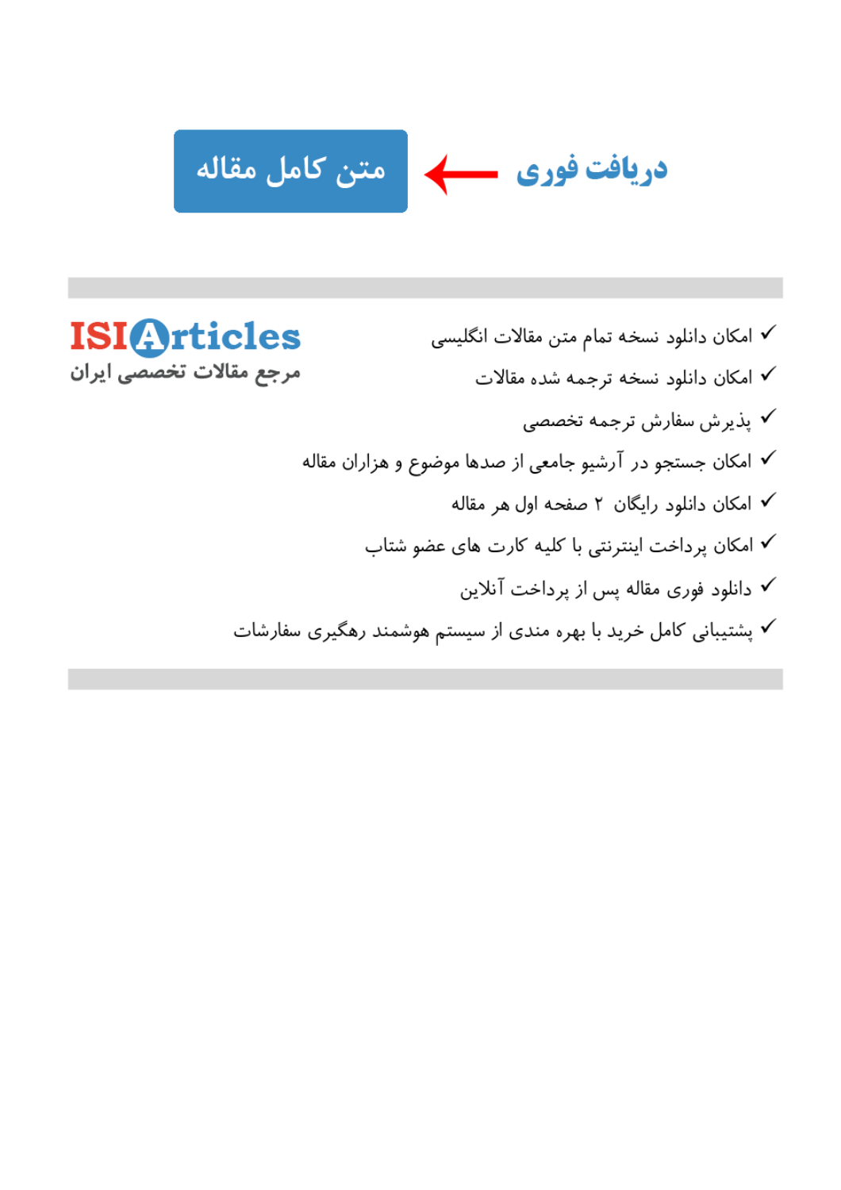دریافت فوری ← متن کامل مقاله

**ISIArticles**
مرجع مقالات تخصصی ایران

- ✓ امکان دانلود نسخه تمام متن مقالات انگلیسی
- ✓ امکان دانلود نسخه ترجمه شده مقالات
- ✓ پذیرش سفارش ترجمه تخصصی
- ✓ امکان جستجو در آرشیو جامعی از صدها موضوع و هزاران مقاله
- ✓ امکان دانلود رایگان ۲ صفحه اول هر مقاله
- ✓ امکان پرداخت اینترنتی با کلیه کارت های عضو شتاب
- ✓ دانلود فوری مقاله پس از پرداخت آنلاین
- ✓ پشتیبانی کامل خرید با بهره مندی از سیستم هوشمند رهگیری سفارشات